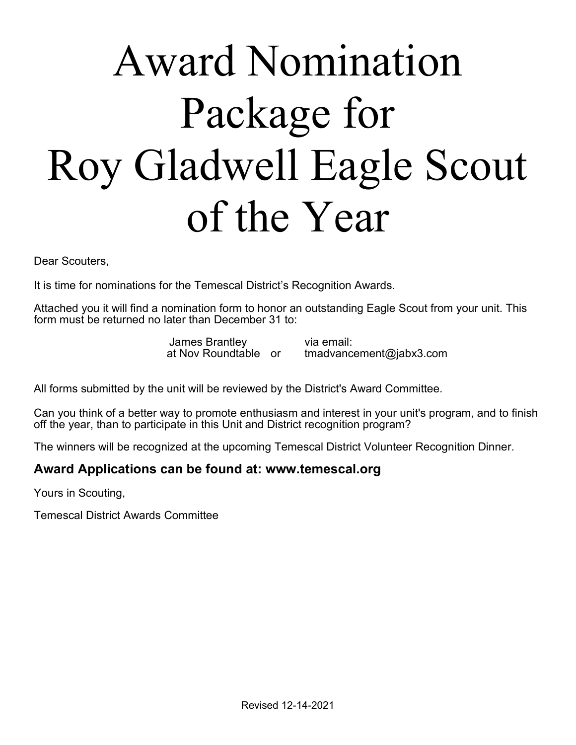# Award Nomination Package for Roy Gladwell Eagle Scout of the Year

Dear Scouters,

It is time for nominations for the Temescal District's Recognition Awards.

Attached you it will find a nomination form to honor an outstanding Eagle Scout from your unit. This form must be returned no later than December 31 to:

James Brantley at Nov Roundtable or via email: tmadvancement@jabx3.com

All forms submitted by the unit will be reviewed by the District's Award Committee.

Can you think of a better way to promote enthusiasm and interest in your unit's program, and to finish off the year, than to participate in this Unit and District recognition program?

The winners will be recognized at the upcoming Temescal District Volunteer Recognition Dinner.

### Award Applications can be found at: www.temescal.org

Yours in Scouting,

Temescal District Awards Committee

Revised 12-14-2021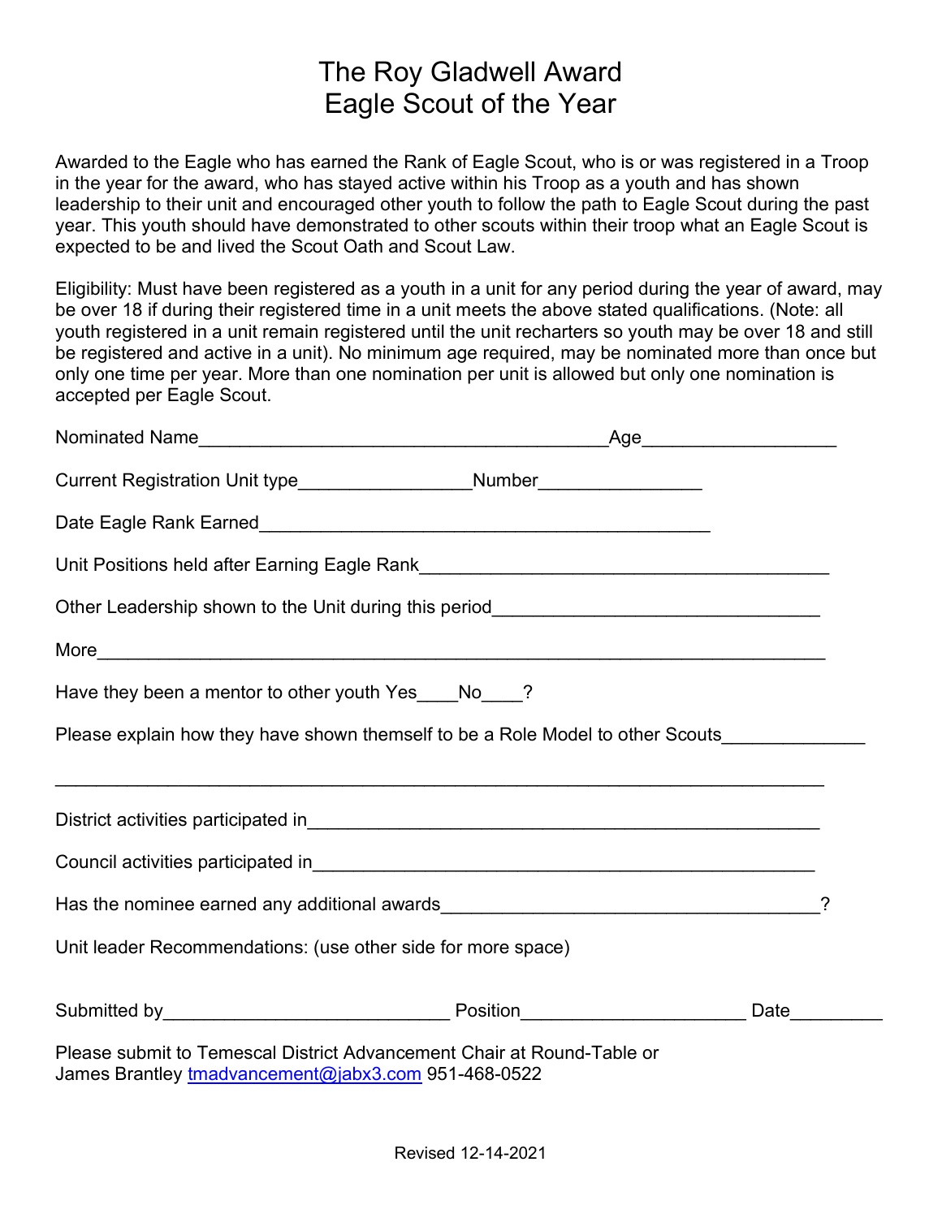# The Roy Gladwell Award
# Eagle Scout of the Year

Awarded to the Eagle who has earned the Rank of Eagle Scout, who is or was registered in a Troop in the year for the award, who has stayed active within his Troop as a youth and has shown leadership to their unit and encouraged other youth to follow the path to Eagle Scout during the past year. This youth should have demonstrated to other scouts within their troop what an Eagle Scout is expected to be and lived the Scout Oath and Scout Law.

Eligibility: Must have been registered as a youth in a unit for any period during the year of award, may be over 18 if during their registered time in a unit meets the above stated qualifications. (Note: all youth registered in a unit remain registered until the unit recharters so youth may be over 18 and still be registered and active in a unit). No minimum age required, may be nominated more than once but only one time per year. More than one nomination per unit is allowed but only one nomination is accepted per Eagle Scout.

Nominated Name________________________________________Age__________________

Current Registration Unit type_________________Number________________

Date Eagle Rank Earned____________________________________________

Unit Positions held after Earning Eagle Rank________________________________________

Other Leadership shown to the Unit during this period________________________________

More______________________________________________________________________

Have they been a mentor to other youth Yes____No____?

Please explain how they have shown themself to be a Role Model to other Scouts_____________

_____________________________________________________________________________

District activities participated in__________________________________________________

Council activities participated in_________________________________________________

Has the nominee earned any additional awards_____________________________________?

Unit leader Recommendations: (use other side for more space)

Submitted by____________________________ Position_____________________ Date_________

Please submit to Temescal District Advancement Chair at Round-Table or
James Brantley tmadvancement@jabx3.com 951-468-0522

Revised 12-14-2021